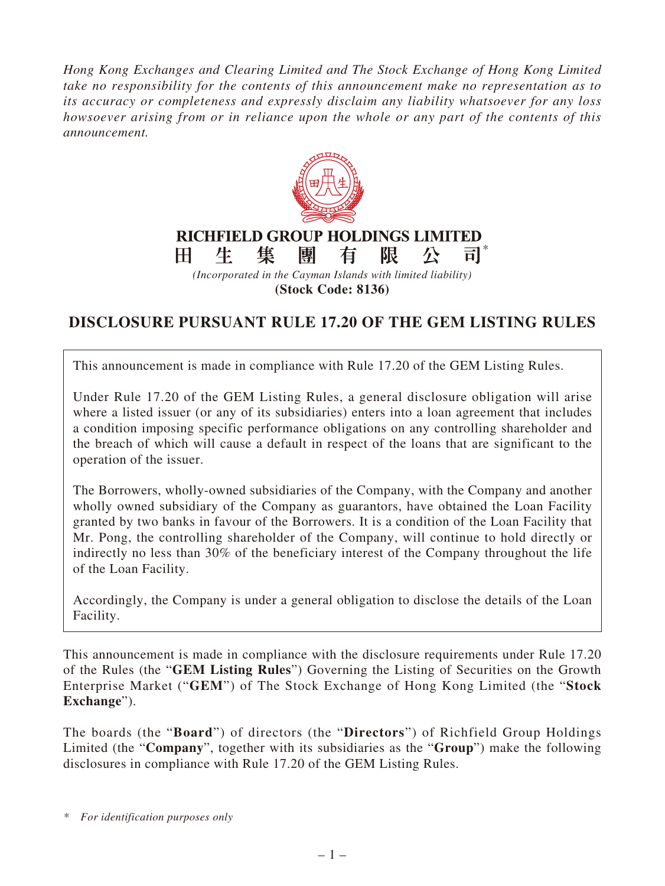*Hong Kong Exchanges and Clearing Limited and The Stock Exchange of Hong Kong Limited take no responsibility for the contents of this announcement make no representation as to its accuracy or completeness and expressly disclaim any liability whatsoever for any loss howsoever arising from or in reliance upon the whole or any part of the contents of this announcement.*

**RICHFIELD GROUP HOLDINGS LIMITED**

**田生集團有限公司***

*(Incorporated in the Cayman Islands with limited liability)*

**(Stock Code: 8136)**

# DISCLOSURE PURSUANT RULE 17.20 OF THE GEM LISTING RULES

This announcement is made in compliance with Rule 17.20 of the GEM Listing Rules.

Under Rule 17.20 of the GEM Listing Rules, a general disclosure obligation will arise where a listed issuer (or any of its subsidiaries) enters into a loan agreement that includes a condition imposing specific performance obligations on any controlling shareholder and the breach of which will cause a default in respect of the loans that are significant to the operation of the issuer.

The Borrowers, wholly-owned subsidiaries of the Company, with the Company and another wholly owned subsidiary of the Company as guarantors, have obtained the Loan Facility granted by two banks in favour of the Borrowers. It is a condition of the Loan Facility that Mr. Pong, the controlling shareholder of the Company, will continue to hold directly or indirectly no less than 30% of the beneficiary interest of the Company throughout the life of the Loan Facility.

Accordingly, the Company is under a general obligation to disclose the details of the Loan Facility.

This announcement is made in compliance with the disclosure requirements under Rule 17.20 of the Rules (the "**GEM Listing Rules**") Governing the Listing of Securities on the Growth Enterprise Market ("**GEM**") of The Stock Exchange of Hong Kong Limited (the "**Stock Exchange**").

The boards (the "**Board**") of directors (the "**Directors**") of Richfield Group Holdings Limited (the "**Company**", together with its subsidiaries as the "**Group**") make the following disclosures in compliance with Rule 17.20 of the GEM Listing Rules.

\* *For identification purposes only*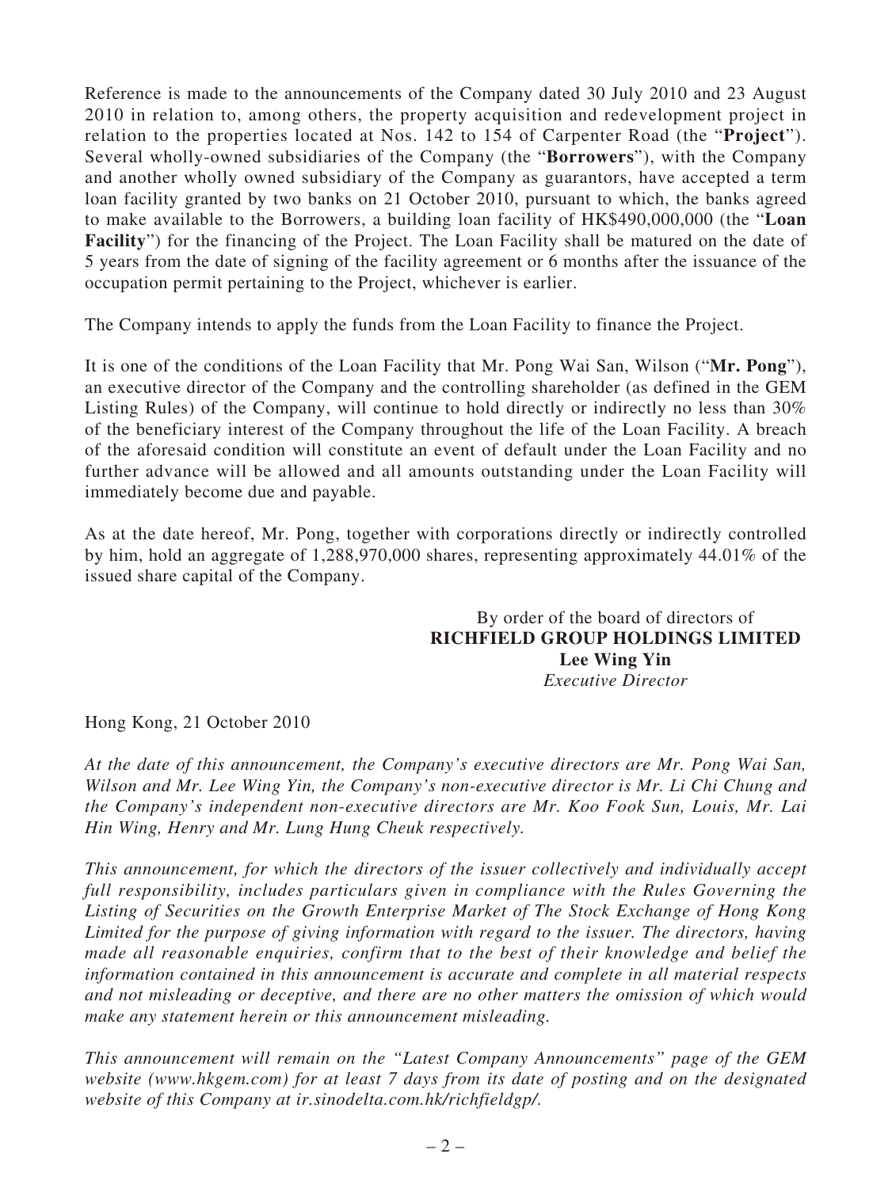Reference is made to the announcements of the Company dated 30 July 2010 and 23 August 2010 in relation to, among others, the property acquisition and redevelopment project in relation to the properties located at Nos. 142 to 154 of Carpenter Road (the "**Project**"). Several wholly-owned subsidiaries of the Company (the "**Borrowers**"), with the Company and another wholly owned subsidiary of the Company as guarantors, have accepted a term loan facility granted by two banks on 21 October 2010, pursuant to which, the banks agreed to make available to the Borrowers, a building loan facility of HK$490,000,000 (the "**Loan Facility**") for the financing of the Project. The Loan Facility shall be matured on the date of 5 years from the date of signing of the facility agreement or 6 months after the issuance of the occupation permit pertaining to the Project, whichever is earlier.

The Company intends to apply the funds from the Loan Facility to finance the Project.

It is one of the conditions of the Loan Facility that Mr. Pong Wai San, Wilson ("**Mr. Pong**"), an executive director of the Company and the controlling shareholder (as defined in the GEM Listing Rules) of the Company, will continue to hold directly or indirectly no less than 30% of the beneficiary interest of the Company throughout the life of the Loan Facility. A breach of the aforesaid condition will constitute an event of default under the Loan Facility and no further advance will be allowed and all amounts outstanding under the Loan Facility will immediately become due and payable.

As at the date hereof, Mr. Pong, together with corporations directly or indirectly controlled by him, hold an aggregate of 1,288,970,000 shares, representing approximately 44.01% of the issued share capital of the Company.

By order of the board of directors of
**RICHFIELD GROUP HOLDINGS LIMITED**
**Lee Wing Yin**
*Executive Director*

Hong Kong, 21 October 2010

*At the date of this announcement, the Company's executive directors are Mr. Pong Wai San, Wilson and Mr. Lee Wing Yin, the Company's non-executive director is Mr. Li Chi Chung and the Company's independent non-executive directors are Mr. Koo Fook Sun, Louis, Mr. Lai Hin Wing, Henry and Mr. Lung Hung Cheuk respectively.*

*This announcement, for which the directors of the issuer collectively and individually accept full responsibility, includes particulars given in compliance with the Rules Governing the Listing of Securities on the Growth Enterprise Market of The Stock Exchange of Hong Kong Limited for the purpose of giving information with regard to the issuer. The directors, having made all reasonable enquiries, confirm that to the best of their knowledge and belief the information contained in this announcement is accurate and complete in all material respects and not misleading or deceptive, and there are no other matters the omission of which would make any statement herein or this announcement misleading.*

*This announcement will remain on the "Latest Company Announcements" page of the GEM website (www.hkgem.com) for at least 7 days from its date of posting and on the designated website of this Company at ir.sinodelta.com.hk/richfieldgp/.*